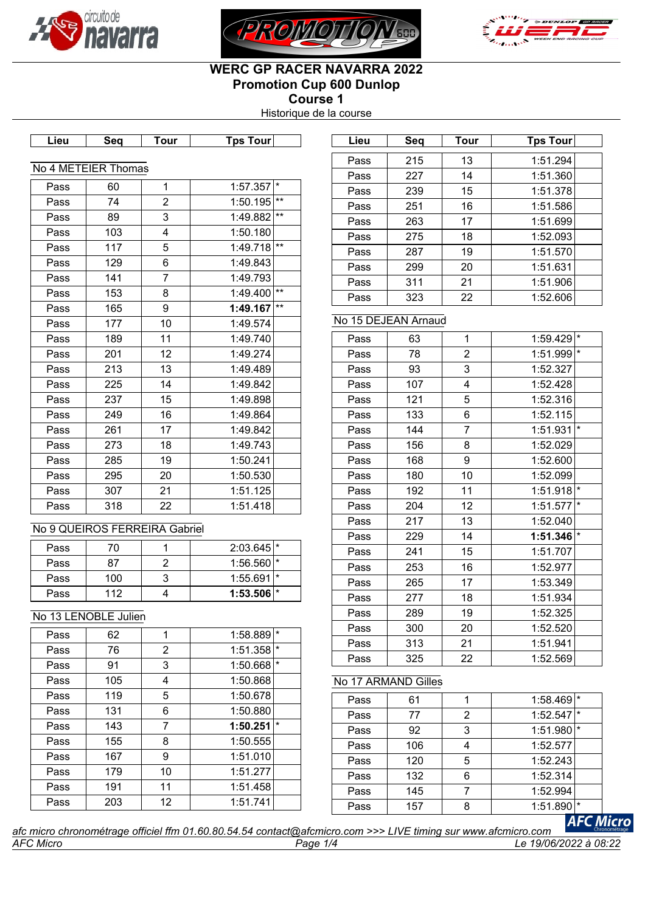# WERC GP RACER NAVARRA 2022

## Promotion Cup 600 Dunlop

## Course 1

Historique de la course

### No 4 METEIER Thomas

| Lieu | Seq | Tour | Tps Tour | |
|---|---|---|---|---|
| Pass | 60 | 1 | 1:57.357 | * |
| Pass | 74 | 2 | 1:50.195 | ** |
| Pass | 89 | 3 | 1:49.882 | ** |
| Pass | 103 | 4 | 1:50.180 | |
| Pass | 117 | 5 | 1:49.718 | ** |
| Pass | 129 | 6 | 1:49.843 | |
| Pass | 141 | 7 | 1:49.793 | |
| Pass | 153 | 8 | 1:49.400 | ** |
| Pass | 165 | 9 | **1:49.167** | ** |
| Pass | 177 | 10 | 1:49.574 | |
| Pass | 189 | 11 | 1:49.740 | |
| Pass | 201 | 12 | 1:49.274 | |
| Pass | 213 | 13 | 1:49.489 | |
| Pass | 225 | 14 | 1:49.842 | |
| Pass | 237 | 15 | 1:49.898 | |
| Pass | 249 | 16 | 1:49.864 | |
| Pass | 261 | 17 | 1:49.842 | |
| Pass | 273 | 18 | 1:49.743 | |
| Pass | 285 | 19 | 1:50.241 | |
| Pass | 295 | 20 | 1:50.530 | |
| Pass | 307 | 21 | 1:51.125 | |
| Pass | 318 | 22 | 1:51.418 | |

### No 9 QUEIROS FERREIRA Gabriel

| Lieu | Seq | Tour | Tps Tour | |
|---|---|---|---|---|
| Pass | 70 | 1 | 2:03.645 | * |
| Pass | 87 | 2 | 1:56.560 | * |
| Pass | 100 | 3 | 1:55.691 | * |
| Pass | 112 | 4 | **1:53.506** | * |

### No 13 LENOBLE Julien

| Lieu | Seq | Tour | Tps Tour | |
|---|---|---|---|---|
| Pass | 62 | 1 | 1:58.889 | * |
| Pass | 76 | 2 | 1:51.358 | * |
| Pass | 91 | 3 | 1:50.668 | * |
| Pass | 105 | 4 | 1:50.868 | |
| Pass | 119 | 5 | 1:50.678 | |
| Pass | 131 | 6 | 1:50.880 | |
| Pass | 143 | 7 | **1:50.251** | * |
| Pass | 155 | 8 | 1:50.555 | |
| Pass | 167 | 9 | 1:51.010 | |
| Pass | 179 | 10 | 1:51.277 | |
| Pass | 191 | 11 | 1:51.458 | |
| Pass | 203 | 12 | 1:51.741 | |
| Pass | 215 | 13 | 1:51.294 | |
| Pass | 227 | 14 | 1:51.360 | |
| Pass | 239 | 15 | 1:51.378 | |
| Pass | 251 | 16 | 1:51.586 | |
| Pass | 263 | 17 | 1:51.699 | |
| Pass | 275 | 18 | 1:52.093 | |
| Pass | 287 | 19 | 1:51.570 | |
| Pass | 299 | 20 | 1:51.631 | |
| Pass | 311 | 21 | 1:51.906 | |
| Pass | 323 | 22 | 1:52.606 | |

### No 15 DEJEAN Arnaud

| Lieu | Seq | Tour | Tps Tour | |
|---|---|---|---|---|
| Pass | 63 | 1 | 1:59.429 | * |
| Pass | 78 | 2 | 1:51.999 | * |
| Pass | 93 | 3 | 1:52.327 | |
| Pass | 107 | 4 | 1:52.428 | |
| Pass | 121 | 5 | 1:52.316 | |
| Pass | 133 | 6 | 1:52.115 | |
| Pass | 144 | 7 | 1:51.931 | * |
| Pass | 156 | 8 | 1:52.029 | |
| Pass | 168 | 9 | 1:52.600 | |
| Pass | 180 | 10 | 1:52.099 | |
| Pass | 192 | 11 | 1:51.918 | * |
| Pass | 204 | 12 | 1:51.577 | * |
| Pass | 217 | 13 | 1:52.040 | |
| Pass | 229 | 14 | **1:51.346** | * |
| Pass | 241 | 15 | 1:51.707 | |
| Pass | 253 | 16 | 1:52.977 | |
| Pass | 265 | 17 | 1:53.349 | |
| Pass | 277 | 18 | 1:51.934 | |
| Pass | 289 | 19 | 1:52.325 | |
| Pass | 300 | 20 | 1:52.520 | |
| Pass | 313 | 21 | 1:51.941 | |
| Pass | 325 | 22 | 1:52.569 | |

### No 17 ARMAND Gilles

| Lieu | Seq | Tour | Tps Tour | |
|---|---|---|---|---|
| Pass | 61 | 1 | 1:58.469 | * |
| Pass | 77 | 2 | 1:52.547 | * |
| Pass | 92 | 3 | 1:51.980 | * |
| Pass | 106 | 4 | 1:52.577 | |
| Pass | 120 | 5 | 1:52.243 | |
| Pass | 132 | 6 | 1:52.314 | |
| Pass | 145 | 7 | 1:52.994 | |
| Pass | 157 | 8 | 1:51.890 | * |

*afc micro chronométrage officiel ffm 01.60.80.54.54 contact@afcmicro.com >>> LIVE timing sur www.afcmicro.com*

*AFC Micro* — *Le 19/06/2022 à 08:22*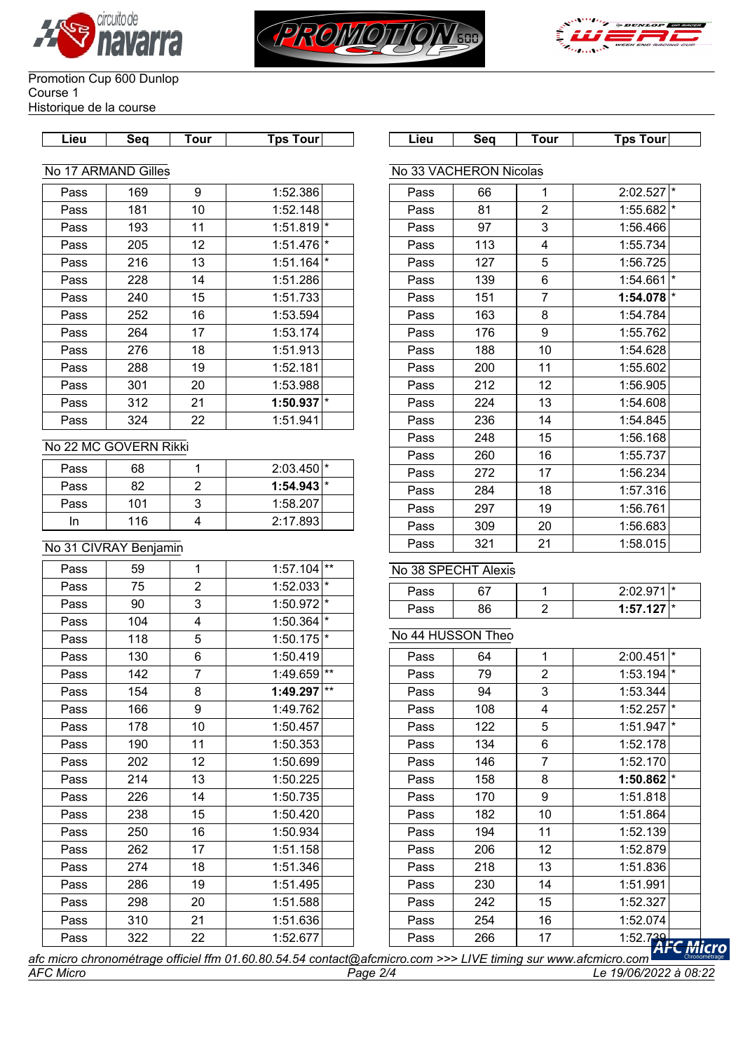Promotion Cup 600 Dunlop
Course 1
Historique de la course

### No 17 ARMAND Gilles

| Lieu | Seq | Tour | Tps Tour | |
|---|---|---|---|---|
| Pass | 169 | 9 | 1:52.386 | |
| Pass | 181 | 10 | 1:52.148 | |
| Pass | 193 | 11 | 1:51.819 | * |
| Pass | 205 | 12 | 1:51.476 | * |
| Pass | 216 | 13 | 1:51.164 | * |
| Pass | 228 | 14 | 1:51.286 | |
| Pass | 240 | 15 | 1:51.733 | |
| Pass | 252 | 16 | 1:53.594 | |
| Pass | 264 | 17 | 1:53.174 | |
| Pass | 276 | 18 | 1:51.913 | |
| Pass | 288 | 19 | 1:52.181 | |
| Pass | 301 | 20 | 1:53.988 | |
| Pass | 312 | 21 | **1:50.937** | * |
| Pass | 324 | 22 | 1:51.941 | |

### No 22 MC GOVERN Rikki

| Lieu | Seq | Tour | Tps Tour | |
|---|---|---|---|---|
| Pass | 68 | 1 | 2:03.450 | * |
| Pass | 82 | 2 | **1:54.943** | * |
| Pass | 101 | 3 | 1:58.207 | |
| In | 116 | 4 | 2:17.893 | |

### No 31 CIVRAY Benjamin

| Lieu | Seq | Tour | Tps Tour | |
|---|---|---|---|---|
| Pass | 59 | 1 | 1:57.104 | ** |
| Pass | 75 | 2 | 1:52.033 | * |
| Pass | 90 | 3 | 1:50.972 | * |
| Pass | 104 | 4 | 1:50.364 | * |
| Pass | 118 | 5 | 1:50.175 | * |
| Pass | 130 | 6 | 1:50.419 | |
| Pass | 142 | 7 | 1:49.659 | ** |
| Pass | 154 | 8 | **1:49.297** | ** |
| Pass | 166 | 9 | 1:49.762 | |
| Pass | 178 | 10 | 1:50.457 | |
| Pass | 190 | 11 | 1:50.353 | |
| Pass | 202 | 12 | 1:50.699 | |
| Pass | 214 | 13 | 1:50.225 | |
| Pass | 226 | 14 | 1:50.735 | |
| Pass | 238 | 15 | 1:50.420 | |
| Pass | 250 | 16 | 1:50.934 | |
| Pass | 262 | 17 | 1:51.158 | |
| Pass | 274 | 18 | 1:51.346 | |
| Pass | 286 | 19 | 1:51.495 | |
| Pass | 298 | 20 | 1:51.588 | |
| Pass | 310 | 21 | 1:51.636 | |
| Pass | 322 | 22 | 1:52.677 | |

### No 33 VACHERON Nicolas

| Lieu | Seq | Tour | Tps Tour | |
|---|---|---|---|---|
| Pass | 66 | 1 | 2:02.527 | * |
| Pass | 81 | 2 | 1:55.682 | * |
| Pass | 97 | 3 | 1:56.466 | |
| Pass | 113 | 4 | 1:55.734 | |
| Pass | 127 | 5 | 1:56.725 | |
| Pass | 139 | 6 | 1:54.661 | * |
| Pass | 151 | 7 | **1:54.078** | * |
| Pass | 163 | 8 | 1:54.784 | |
| Pass | 176 | 9 | 1:55.762 | |
| Pass | 188 | 10 | 1:54.628 | |
| Pass | 200 | 11 | 1:55.602 | |
| Pass | 212 | 12 | 1:56.905 | |
| Pass | 224 | 13 | 1:54.608 | |
| Pass | 236 | 14 | 1:54.845 | |
| Pass | 248 | 15 | 1:56.168 | |
| Pass | 260 | 16 | 1:55.737 | |
| Pass | 272 | 17 | 1:56.234 | |
| Pass | 284 | 18 | 1:57.316 | |
| Pass | 297 | 19 | 1:56.761 | |
| Pass | 309 | 20 | 1:56.683 | |
| Pass | 321 | 21 | 1:58.015 | |

### No 38 SPECHT Alexis

| Lieu | Seq | Tour | Tps Tour | |
|---|---|---|---|---|
| Pass | 67 | 1 | 2:02.971 | * |
| Pass | 86 | 2 | **1:57.127** | * |

### No 44 HUSSON Theo

| Lieu | Seq | Tour | Tps Tour | |
|---|---|---|---|---|
| Pass | 64 | 1 | 2:00.451 | * |
| Pass | 79 | 2 | 1:53.194 | * |
| Pass | 94 | 3 | 1:53.344 | |
| Pass | 108 | 4 | 1:52.257 | * |
| Pass | 122 | 5 | 1:51.947 | * |
| Pass | 134 | 6 | 1:52.178 | |
| Pass | 146 | 7 | 1:52.170 | |
| Pass | 158 | 8 | **1:50.862** | * |
| Pass | 170 | 9 | 1:51.818 | |
| Pass | 182 | 10 | 1:51.864 | |
| Pass | 194 | 11 | 1:52.139 | |
| Pass | 206 | 12 | 1:52.879 | |
| Pass | 218 | 13 | 1:51.836 | |
| Pass | 230 | 14 | 1:51.991 | |
| Pass | 242 | 15 | 1:52.327 | |
| Pass | 254 | 16 | 1:52.074 | |
| Pass | 266 | 17 | 1:52.739 | |

*afc micro chronométrage officiel ffm 01.60.80.54.54 contact@afcmicro.com >>> LIVE timing sur www.afcmicro.com*

*AFC Micro* — *Le 19/06/2022 à 08:22*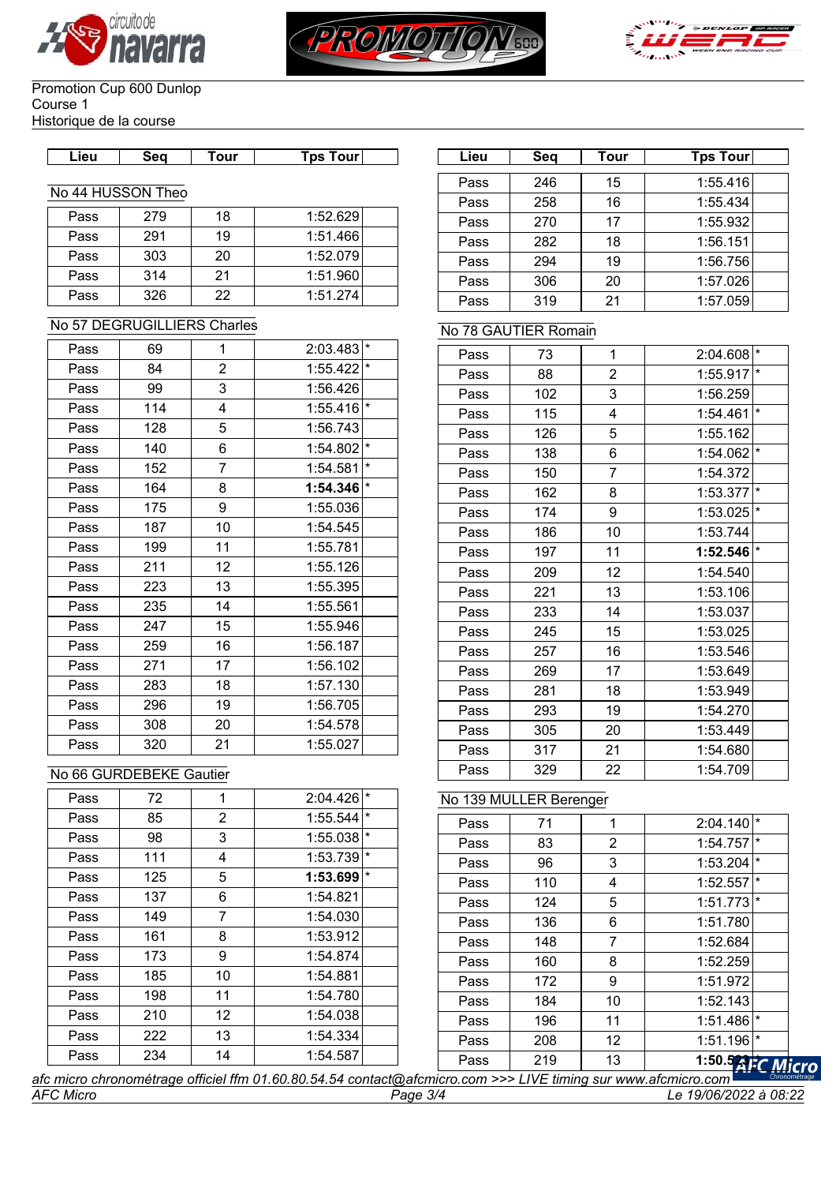Promotion Cup 600 Dunlop
Course 1
Historique de la course

| Lieu | Seq | Tour | Tps Tour | |
|---|---|---|---|---|

### No 44 HUSSON Theo

| Lieu | Seq | Tour | Tps Tour | |
|---|---|---|---|---|
| Pass | 279 | 18 | 1:52.629 | |
| Pass | 291 | 19 | 1:51.466 | |
| Pass | 303 | 20 | 1:52.079 | |
| Pass | 314 | 21 | 1:51.960 | |
| Pass | 326 | 22 | 1:51.274 | |

### No 57 DEGRUGILLIERS Charles

| Lieu | Seq | Tour | Tps Tour | |
|---|---|---|---|---|
| Pass | 69 | 1 | 2:03.483 | * |
| Pass | 84 | 2 | 1:55.422 | * |
| Pass | 99 | 3 | 1:56.426 | |
| Pass | 114 | 4 | 1:55.416 | * |
| Pass | 128 | 5 | 1:56.743 | |
| Pass | 140 | 6 | 1:54.802 | * |
| Pass | 152 | 7 | 1:54.581 | * |
| Pass | 164 | 8 | **1:54.346** | * |
| Pass | 175 | 9 | 1:55.036 | |
| Pass | 187 | 10 | 1:54.545 | |
| Pass | 199 | 11 | 1:55.781 | |
| Pass | 211 | 12 | 1:55.126 | |
| Pass | 223 | 13 | 1:55.395 | |
| Pass | 235 | 14 | 1:55.561 | |
| Pass | 247 | 15 | 1:55.946 | |
| Pass | 259 | 16 | 1:56.187 | |
| Pass | 271 | 17 | 1:56.102 | |
| Pass | 283 | 18 | 1:57.130 | |
| Pass | 296 | 19 | 1:56.705 | |
| Pass | 308 | 20 | 1:54.578 | |
| Pass | 320 | 21 | 1:55.027 | |

### No 66 GURDEBEKE Gautier

| Lieu | Seq | Tour | Tps Tour | |
|---|---|---|---|---|
| Pass | 72 | 1 | 2:04.426 | * |
| Pass | 85 | 2 | 1:55.544 | * |
| Pass | 98 | 3 | 1:55.038 | * |
| Pass | 111 | 4 | 1:53.739 | * |
| Pass | 125 | 5 | **1:53.699** | * |
| Pass | 137 | 6 | 1:54.821 | |
| Pass | 149 | 7 | 1:54.030 | |
| Pass | 161 | 8 | 1:53.912 | |
| Pass | 173 | 9 | 1:54.874 | |
| Pass | 185 | 10 | 1:54.881 | |
| Pass | 198 | 11 | 1:54.780 | |
| Pass | 210 | 12 | 1:54.038 | |
| Pass | 222 | 13 | 1:54.334 | |
| Pass | 234 | 14 | 1:54.587 | |
| Pass | 246 | 15 | 1:55.416 | |
| Pass | 258 | 16 | 1:55.434 | |
| Pass | 270 | 17 | 1:55.932 | |
| Pass | 282 | 18 | 1:56.151 | |
| Pass | 294 | 19 | 1:56.756 | |
| Pass | 306 | 20 | 1:57.026 | |
| Pass | 319 | 21 | 1:57.059 | |

### No 78 GAUTIER Romain

| Lieu | Seq | Tour | Tps Tour | |
|---|---|---|---|---|
| Pass | 73 | 1 | 2:04.608 | * |
| Pass | 88 | 2 | 1:55.917 | * |
| Pass | 102 | 3 | 1:56.259 | |
| Pass | 115 | 4 | 1:54.461 | * |
| Pass | 126 | 5 | 1:55.162 | |
| Pass | 138 | 6 | 1:54.062 | * |
| Pass | 150 | 7 | 1:54.372 | |
| Pass | 162 | 8 | 1:53.377 | * |
| Pass | 174 | 9 | 1:53.025 | * |
| Pass | 186 | 10 | 1:53.744 | |
| Pass | 197 | 11 | **1:52.546** | * |
| Pass | 209 | 12 | 1:54.540 | |
| Pass | 221 | 13 | 1:53.106 | |
| Pass | 233 | 14 | 1:53.037 | |
| Pass | 245 | 15 | 1:53.025 | |
| Pass | 257 | 16 | 1:53.546 | |
| Pass | 269 | 17 | 1:53.649 | |
| Pass | 281 | 18 | 1:53.949 | |
| Pass | 293 | 19 | 1:54.270 | |
| Pass | 305 | 20 | 1:53.449 | |
| Pass | 317 | 21 | 1:54.680 | |
| Pass | 329 | 22 | 1:54.709 | |

### No 139 MULLER Berenger

| Lieu | Seq | Tour | Tps Tour | |
|---|---|---|---|---|
| Pass | 71 | 1 | 2:04.140 | * |
| Pass | 83 | 2 | 1:54.757 | * |
| Pass | 96 | 3 | 1:53.204 | * |
| Pass | 110 | 4 | 1:52.557 | * |
| Pass | 124 | 5 | 1:51.773 | * |
| Pass | 136 | 6 | 1:51.780 | |
| Pass | 148 | 7 | 1:52.684 | |
| Pass | 160 | 8 | 1:52.259 | |
| Pass | 172 | 9 | 1:51.972 | |
| Pass | 184 | 10 | 1:52.143 | |
| Pass | 196 | 11 | 1:51.486 | * |
| Pass | 208 | 12 | 1:51.196 | * |
| Pass | 219 | 13 | **1:50.5??** | * |

*afc micro chronométrage officiel ffm 01.60.80.54.54 contact@afcmicro.com >>> LIVE timing sur www.afcmicro.com*

*AFC Micro* — *Le 19/06/2022 à 08:22*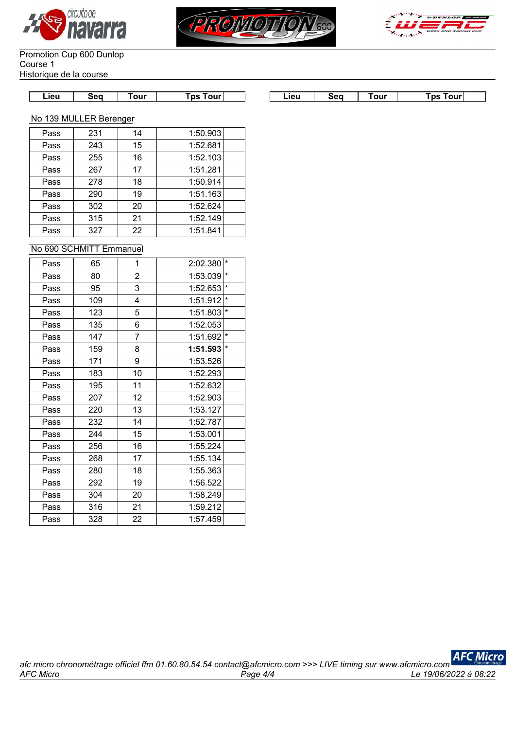Promotion Cup 600 Dunlop
Course 1
Historique de la course

No 139 MULLER Berenger

| Lieu | Seq | Tour | Tps Tour | |
|---|---|---|---|---|
| Pass | 231 | 14 | 1:50.903 | |
| Pass | 243 | 15 | 1:52.681 | |
| Pass | 255 | 16 | 1:52.103 | |
| Pass | 267 | 17 | 1:51.281 | |
| Pass | 278 | 18 | 1:50.914 | |
| Pass | 290 | 19 | 1:51.163 | |
| Pass | 302 | 20 | 1:52.624 | |
| Pass | 315 | 21 | 1:52.149 | |
| Pass | 327 | 22 | 1:51.841 | |

No 690 SCHMITT Emmanuel

| Lieu | Seq | Tour | Tps Tour | |
|---|---|---|---|---|
| Pass | 65 | 1 | 2:02.380 | * |
| Pass | 80 | 2 | 1:53.039 | * |
| Pass | 95 | 3 | 1:52.653 | * |
| Pass | 109 | 4 | 1:51.912 | * |
| Pass | 123 | 5 | 1:51.803 | * |
| Pass | 135 | 6 | 1:52.053 | |
| Pass | 147 | 7 | 1:51.692 | * |
| Pass | 159 | 8 | **1:51.593** | * |
| Pass | 171 | 9 | 1:53.526 | |
| Pass | 183 | 10 | 1:52.293 | |
| Pass | 195 | 11 | 1:52.632 | |
| Pass | 207 | 12 | 1:52.903 | |
| Pass | 220 | 13 | 1:53.127 | |
| Pass | 232 | 14 | 1:52.787 | |
| Pass | 244 | 15 | 1:53.001 | |
| Pass | 256 | 16 | 1:55.224 | |
| Pass | 268 | 17 | 1:55.134 | |
| Pass | 280 | 18 | 1:55.363 | |
| Pass | 292 | 19 | 1:56.522 | |
| Pass | 304 | 20 | 1:58.249 | |
| Pass | 316 | 21 | 1:59.212 | |
| Pass | 328 | 22 | 1:57.459 | |

*afc micro chronométrage officiel ffm 01.60.80.54.54 contact@afcmicro.com >>> LIVE timing sur www.afcmicro.com*

*AFC Micro* *Le 19/06/2022 à 08:22*